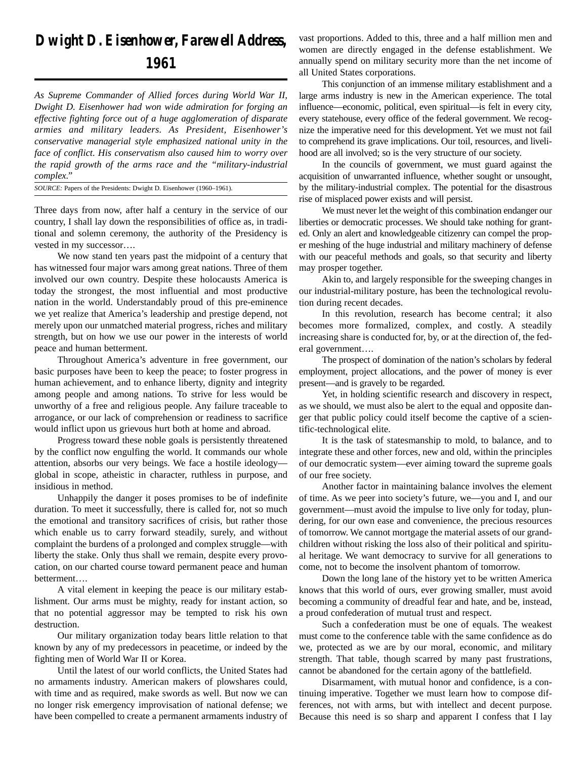# Dwight D. Eisenhower, Farewell Address, 1961

*As Supreme Commander of Allied forces during World War II, Dwight D. Eisenhower had won wide admiration for forging an effective fighting force out of a huge agglomeration of disparate armies and military leaders. As President, Eisenhower's conservative managerial style emphasized national unity in the face of conflict. His conservatism also caused him to worry over the rapid growth of the arms race and the "military-industrial complex."*

*SOURCE:* Papers of the Presidents: Dwight D. Eisenhower (1960–1961).

Three days from now, after half a century in the service of our country, I shall lay down the responsibilities of office as, in traditional and solemn ceremony, the authority of the Presidency is vested in my successor….

We now stand ten years past the midpoint of a century that has witnessed four major wars among great nations. Three of them involved our own country. Despite these holocausts America is today the strongest, the most influential and most productive nation in the world. Understandably proud of this pre-eminence we yet realize that America's leadership and prestige depend, not merely upon our unmatched material progress, riches and military strength, but on how we use our power in the interests of world peace and human betterment.

Throughout America's adventure in free government, our basic purposes have been to keep the peace; to foster progress in human achievement, and to enhance liberty, dignity and integrity among people and among nations. To strive for less would be unworthy of a free and religious people. Any failure traceable to arrogance, or our lack of comprehension or readiness to sacrifice would inflict upon us grievous hurt both at home and abroad.

Progress toward these noble goals is persistently threatened by the conflict now engulfing the world. It commands our whole attention, absorbs our very beings. We face a hostile ideology—global in scope, atheistic in character, ruthless in purpose, and insidious in method.

Unhappily the danger it poses promises to be of indefinite duration. To meet it successfully, there is called for, not so much the emotional and transitory sacrifices of crisis, but rather those which enable us to carry forward steadily, surely, and without complaint the burdens of a prolonged and complex struggle—with liberty the stake. Only thus shall we remain, despite every provocation, on our charted course toward permanent peace and human betterment….

A vital element in keeping the peace is our military establishment. Our arms must be mighty, ready for instant action, so that no potential aggressor may be tempted to risk his own destruction.

Our military organization today bears little relation to that known by any of my predecessors in peacetime, or indeed by the fighting men of World War II or Korea.

Until the latest of our world conflicts, the United States had no armaments industry. American makers of plowshares could, with time and as required, make swords as well. But now we can no longer risk emergency improvisation of national defense; we have been compelled to create a permanent armaments industry of vast proportions. Added to this, three and a half million men and women are directly engaged in the defense establishment. We annually spend on military security more than the net income of all United States corporations.

This conjunction of an immense military establishment and a large arms industry is new in the American experience. The total influence—economic, political, even spiritual—is felt in every city, every statehouse, every office of the federal government. We recognize the imperative need for this development. Yet we must not fail to comprehend its grave implications. Our toil, resources, and livelihood are all involved; so is the very structure of our society.

In the councils of government, we must guard against the acquisition of unwarranted influence, whether sought or unsought, by the military-industrial complex. The potential for the disastrous rise of misplaced power exists and will persist.

We must never let the weight of this combination endanger our liberties or democratic processes. We should take nothing for granted. Only an alert and knowledgeable citizenry can compel the proper meshing of the huge industrial and military machinery of defense with our peaceful methods and goals, so that security and liberty may prosper together.

Akin to, and largely responsible for the sweeping changes in our industrial-military posture, has been the technological revolution during recent decades.

In this revolution, research has become central; it also becomes more formalized, complex, and costly. A steadily increasing share is conducted for, by, or at the direction of, the federal government….

The prospect of domination of the nation's scholars by federal employment, project allocations, and the power of money is ever present—and is gravely to be regarded.

Yet, in holding scientific research and discovery in respect, as we should, we must also be alert to the equal and opposite danger that public policy could itself become the captive of a scientific-technological elite.

It is the task of statesmanship to mold, to balance, and to integrate these and other forces, new and old, within the principles of our democratic system—ever aiming toward the supreme goals of our free society.

Another factor in maintaining balance involves the element of time. As we peer into society's future, we—you and I, and our government—must avoid the impulse to live only for today, plundering, for our own ease and convenience, the precious resources of tomorrow. We cannot mortgage the material assets of our grandchildren without risking the loss also of their political and spiritual heritage. We want democracy to survive for all generations to come, not to become the insolvent phantom of tomorrow.

Down the long lane of the history yet to be written America knows that this world of ours, ever growing smaller, must avoid becoming a community of dreadful fear and hate, and be, instead, a proud confederation of mutual trust and respect.

Such a confederation must be one of equals. The weakest must come to the conference table with the same confidence as do we, protected as we are by our moral, economic, and military strength. That table, though scarred by many past frustrations, cannot be abandoned for the certain agony of the battlefield.

Disarmament, with mutual honor and confidence, is a continuing imperative. Together we must learn how to compose differences, not with arms, but with intellect and decent purpose. Because this need is so sharp and apparent I confess that I lay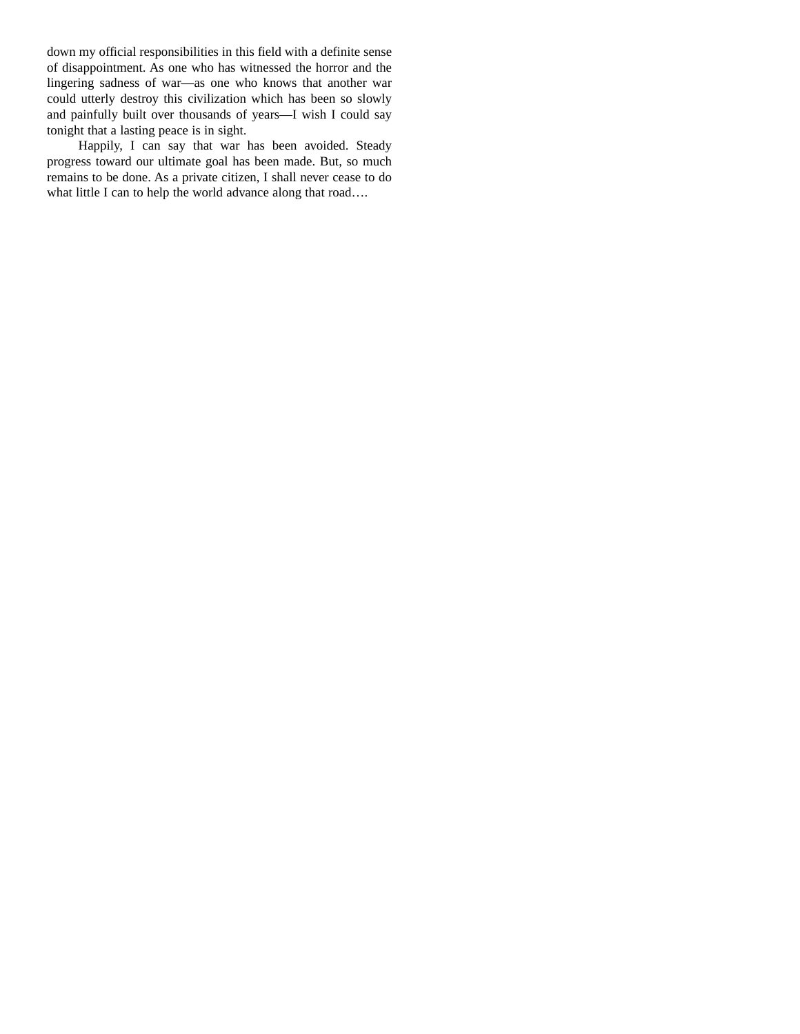down my official responsibilities in this field with a definite sense of disappointment. As one who has witnessed the horror and the lingering sadness of war—as one who knows that another war could utterly destroy this civilization which has been so slowly and painfully built over thousands of years—I wish I could say tonight that a lasting peace is in sight.

Happily, I can say that war has been avoided. Steady progress toward our ultimate goal has been made. But, so much remains to be done. As a private citizen, I shall never cease to do what little I can to help the world advance along that road….